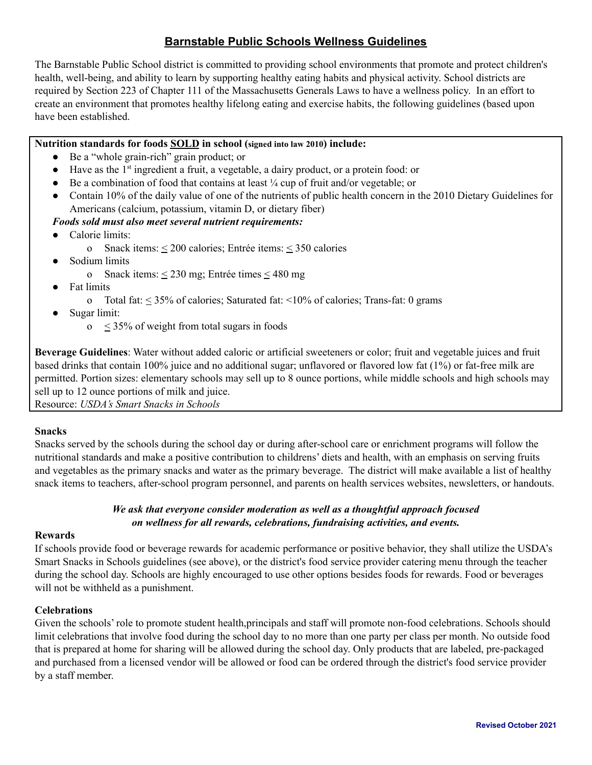# Barnstable Public Schools Wellness Guidelines

The Barnstable Public School district is committed to providing school environments that promote and protect children's health, well-being, and ability to learn by supporting healthy eating habits and physical activity. School districts are required by Section 223 of Chapter 111 of the Massachusetts Generals Laws to have a wellness policy. In an effort to create an environment that promotes healthy lifelong eating and exercise habits, the following guidelines (based upon have been established.

**Nutrition standards for foods SOLD in school (signed into law 2010) include:**

- Be a "whole grain-rich" grain product; or
- Have as the 1st ingredient a fruit, a vegetable, a dairy product, or a protein food: or
- Be a combination of food that contains at least ¼ cup of fruit and/or vegetable; or
- Contain 10% of the daily value of one of the nutrients of public health concern in the 2010 Dietary Guidelines for Americans (calcium, potassium, vitamin D, or dietary fiber)

***Foods sold must also meet several nutrient requirements:***

- Calorie limits:
  - Snack items: ≤ 200 calories; Entrée items: ≤ 350 calories
- Sodium limits
  - Snack items: ≤ 230 mg; Entrée times ≤ 480 mg
- Fat limits
  - Total fat: ≤ 35% of calories; Saturated fat: <10% of calories; Trans-fat: 0 grams
- Sugar limit:
  - ≤ 35% of weight from total sugars in foods

**Beverage Guidelines**: Water without added caloric or artificial sweeteners or color; fruit and vegetable juices and fruit based drinks that contain 100% juice and no additional sugar; unflavored or flavored low fat (1%) or fat-free milk are permitted. Portion sizes: elementary schools may sell up to 8 ounce portions, while middle schools and high schools may sell up to 12 ounce portions of milk and juice.

Resource: *USDA's Smart Snacks in Schools*

**Snacks**

Snacks served by the schools during the school day or during after-school care or enrichment programs will follow the nutritional standards and make a positive contribution to childrens' diets and health, with an emphasis on serving fruits and vegetables as the primary snacks and water as the primary beverage. The district will make available a list of healthy snack items to teachers, after-school program personnel, and parents on health services websites, newsletters, or handouts.

***We ask that everyone consider moderation as well as a thoughtful approach focused on wellness for all rewards, celebrations, fundraising activities, and events.***

**Rewards**

If schools provide food or beverage rewards for academic performance or positive behavior, they shall utilize the USDA's Smart Snacks in Schools guidelines (see above), or the district's food service provider catering menu through the teacher during the school day. Schools are highly encouraged to use other options besides foods for rewards. Food or beverages will not be withheld as a punishment.

**Celebrations**

Given the schools' role to promote student health,principals and staff will promote non-food celebrations. Schools should limit celebrations that involve food during the school day to no more than one party per class per month. No outside food that is prepared at home for sharing will be allowed during the school day. Only products that are labeled, pre-packaged and purchased from a licensed vendor will be allowed or food can be ordered through the district's food service provider by a staff member.

Revised October 2021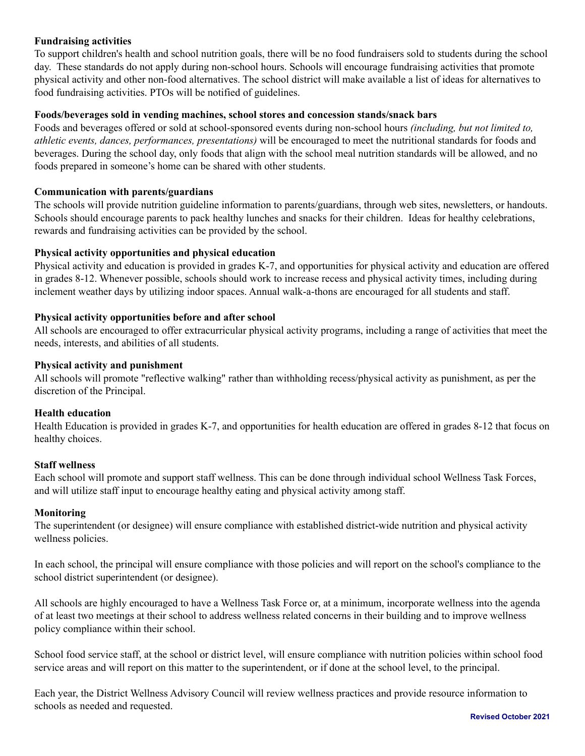**Fundraising activities**
To support children's health and school nutrition goals, there will be no food fundraisers sold to students during the school day. These standards do not apply during non-school hours. Schools will encourage fundraising activities that promote physical activity and other non-food alternatives. The school district will make available a list of ideas for alternatives to food fundraising activities. PTOs will be notified of guidelines.

**Foods/beverages sold in vending machines, school stores and concession stands/snack bars**
Foods and beverages offered or sold at school-sponsored events during non-school hours *(including, but not limited to, athletic events, dances, performances, presentations)* will be encouraged to meet the nutritional standards for foods and beverages. During the school day, only foods that align with the school meal nutrition standards will be allowed, and no foods prepared in someone's home can be shared with other students.

**Communication with parents/guardians**
The schools will provide nutrition guideline information to parents/guardians, through web sites, newsletters, or handouts. Schools should encourage parents to pack healthy lunches and snacks for their children. Ideas for healthy celebrations, rewards and fundraising activities can be provided by the school.

**Physical activity opportunities and physical education**
Physical activity and education is provided in grades K-7, and opportunities for physical activity and education are offered in grades 8-12. Whenever possible, schools should work to increase recess and physical activity times, including during inclement weather days by utilizing indoor spaces. Annual walk-a-thons are encouraged for all students and staff.

**Physical activity opportunities before and after school**
All schools are encouraged to offer extracurricular physical activity programs, including a range of activities that meet the needs, interests, and abilities of all students.

**Physical activity and punishment**
All schools will promote "reflective walking" rather than withholding recess/physical activity as punishment, as per the discretion of the Principal.

**Health education**
Health Education is provided in grades K-7, and opportunities for health education are offered in grades 8-12 that focus on healthy choices.

**Staff wellness**
Each school will promote and support staff wellness. This can be done through individual school Wellness Task Forces, and will utilize staff input to encourage healthy eating and physical activity among staff.

**Monitoring**
The superintendent (or designee) will ensure compliance with established district-wide nutrition and physical activity wellness policies.

In each school, the principal will ensure compliance with those policies and will report on the school's compliance to the school district superintendent (or designee).

All schools are highly encouraged to have a Wellness Task Force or, at a minimum, incorporate wellness into the agenda of at least two meetings at their school to address wellness related concerns in their building and to improve wellness policy compliance within their school.

School food service staff, at the school or district level, will ensure compliance with nutrition policies within school food service areas and will report on this matter to the superintendent, or if done at the school level, to the principal.

Each year, the District Wellness Advisory Council will review wellness practices and provide resource information to schools as needed and requested.

**Revised October 2021**